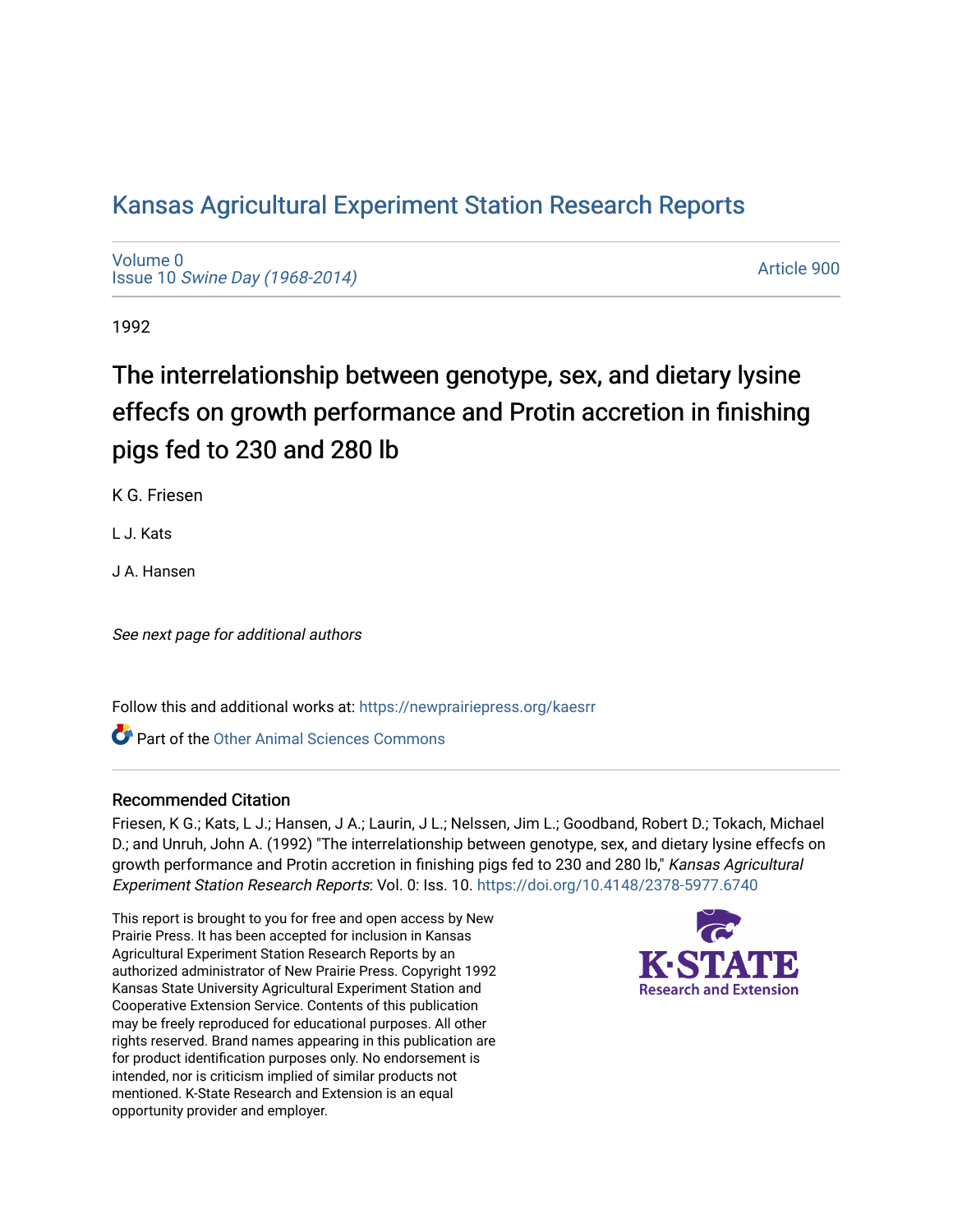# Kansas Agricultural Experiment Station Research Reports

Volume 0
Issue 10 *Swine Day (1968-2014)*

Article 900

1992

## The interrelationship between genotype, sex, and dietary lysine effecfs on growth performance and Protin accretion in finishing pigs fed to 230 and 280 lb

K G. Friesen

L J. Kats

J A. Hansen

*See next page for additional authors*

Follow this and additional works at: https://newprairiepress.org/kaesrr

Part of the Other Animal Sciences Commons

### Recommended Citation

Friesen, K G.; Kats, L J.; Hansen, J A.; Laurin, J L.; Nelssen, Jim L.; Goodband, Robert D.; Tokach, Michael D.; and Unruh, John A. (1992) "The interrelationship between genotype, sex, and dietary lysine effecfs on growth performance and Protin accretion in finishing pigs fed to 230 and 280 lb," *Kansas Agricultural Experiment Station Research Reports*: Vol. 0: Iss. 10. https://doi.org/10.4148/2378-5977.6740

This report is brought to you for free and open access by New Prairie Press. It has been accepted for inclusion in Kansas Agricultural Experiment Station Research Reports by an authorized administrator of New Prairie Press. Copyright 1992 Kansas State University Agricultural Experiment Station and Cooperative Extension Service. Contents of this publication may be freely reproduced for educational purposes. All other rights reserved. Brand names appearing in this publication are for product identification purposes only. No endorsement is intended, nor is criticism implied of similar products not mentioned. K-State Research and Extension is an equal opportunity provider and employer.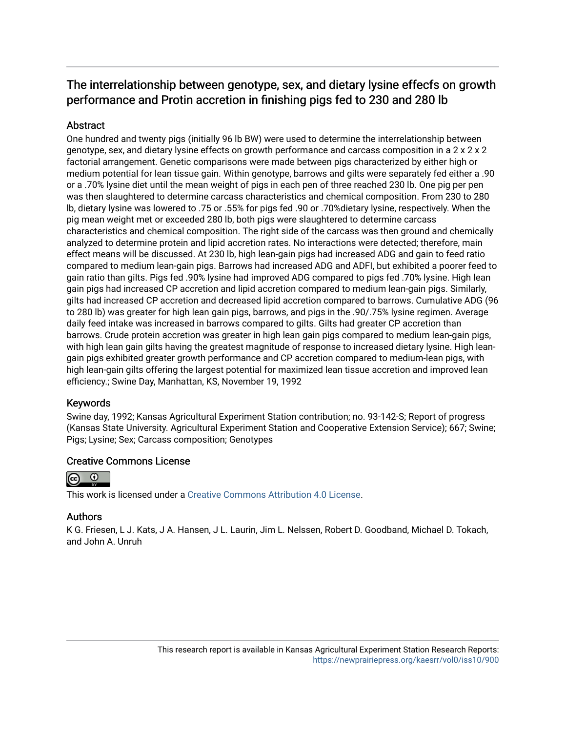# The interrelationship between genotype, sex, and dietary lysine effecfs on growth performance and Protin accretion in finishing pigs fed to 230 and 280 lb

## Abstract

One hundred and twenty pigs (initially 96 lb BW) were used to determine the interrelationship between genotype, sex, and dietary lysine effects on growth performance and carcass composition in a 2 x 2 x 2 factorial arrangement. Genetic comparisons were made between pigs characterized by either high or medium potential for lean tissue gain. Within genotype, barrows and gilts were separately fed either a .90 or a .70% lysine diet until the mean weight of pigs in each pen of three reached 230 lb. One pig per pen was then slaughtered to determine carcass characteristics and chemical composition. From 230 to 280 lb, dietary lysine was lowered to .75 or .55% for pigs fed .90 or .70%dietary lysine, respectively. When the pig mean weight met or exceeded 280 lb, both pigs were slaughtered to determine carcass characteristics and chemical composition. The right side of the carcass was then ground and chemically analyzed to determine protein and lipid accretion rates. No interactions were detected; therefore, main effect means will be discussed. At 230 lb, high lean-gain pigs had increased ADG and gain to feed ratio compared to medium lean-gain pigs. Barrows had increased ADG and ADFI, but exhibited a poorer feed to gain ratio than gilts. Pigs fed .90% lysine had improved ADG compared to pigs fed .70% lysine. High lean gain pigs had increased CP accretion and lipid accretion compared to medium lean-gain pigs. Similarly, gilts had increased CP accretion and decreased lipid accretion compared to barrows. Cumulative ADG (96 to 280 lb) was greater for high lean gain pigs, barrows, and pigs in the .90/.75% lysine regimen. Average daily feed intake was increased in barrows compared to gilts. Gilts had greater CP accretion than barrows. Crude protein accretion was greater in high lean gain pigs compared to medium lean-gain pigs, with high lean gain gilts having the greatest magnitude of response to increased dietary lysine. High lean-gain pigs exhibited greater growth performance and CP accretion compared to medium-lean pigs, with high lean-gain gilts offering the largest potential for maximized lean tissue accretion and improved lean efficiency.; Swine Day, Manhattan, KS, November 19, 1992

## Keywords

Swine day, 1992; Kansas Agricultural Experiment Station contribution; no. 93-142-S; Report of progress (Kansas State University. Agricultural Experiment Station and Cooperative Extension Service); 667; Swine; Pigs; Lysine; Sex; Carcass composition; Genotypes

## Creative Commons License

This work is licensed under a Creative Commons Attribution 4.0 License.

## Authors

K G. Friesen, L J. Kats, J A. Hansen, J L. Laurin, Jim L. Nelssen, Robert D. Goodband, Michael D. Tokach, and John A. Unruh

This research report is available in Kansas Agricultural Experiment Station Research Reports: https://newprairiepress.org/kaesrr/vol0/iss10/900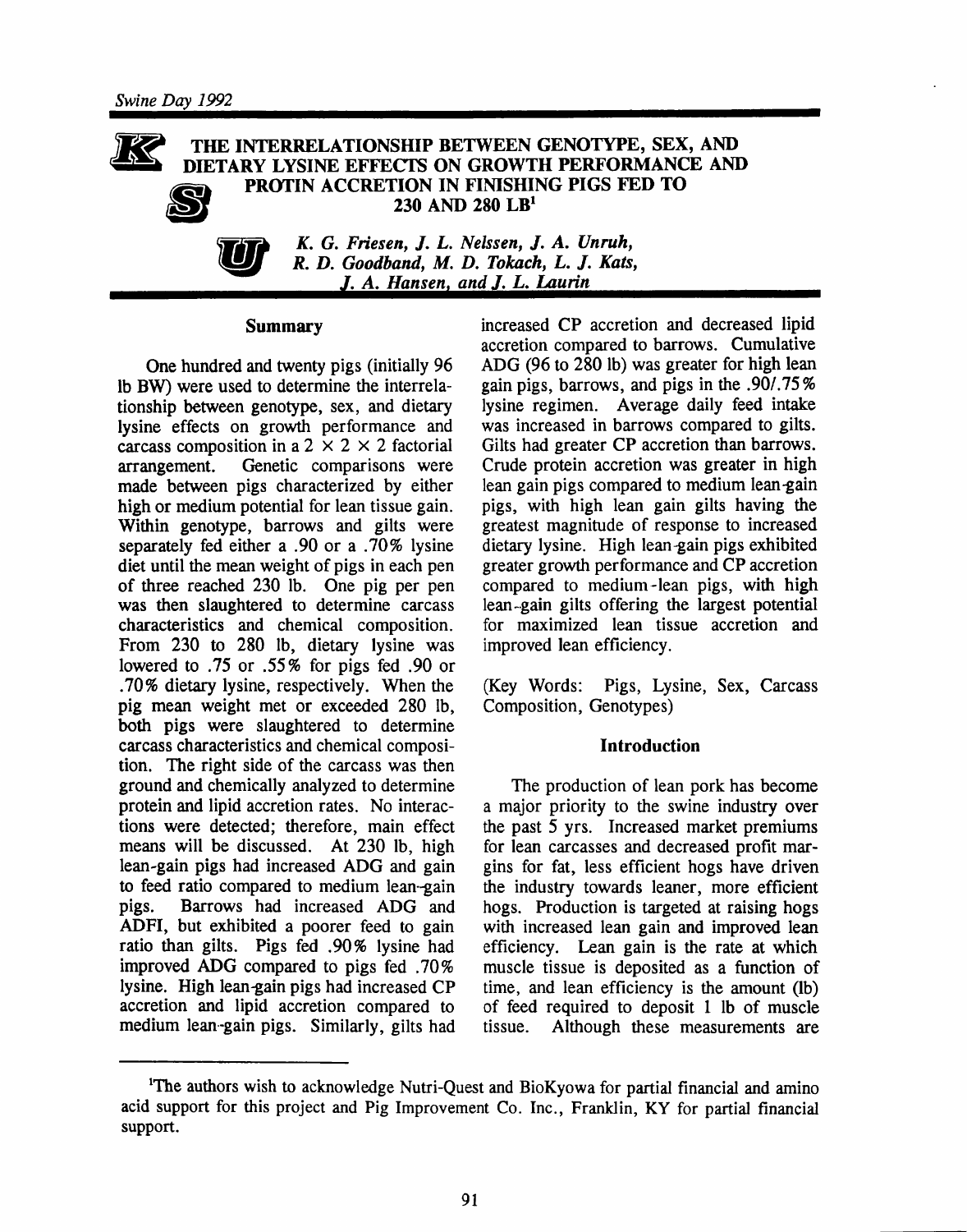# THE INTERRELATIONSHIP BETWEEN GENOTYPE, SEX, AND DIETARY LYSINE EFFECTS ON GROWTH PERFORMANCE AND PROTIN ACCRETION IN FINISHING PIGS FED TO 230 AND 280 LB[1]

*K. G. Friesen, J. L. Nelssen, J. A. Unruh, R. D. Goodband, M. D. Tokach, L. J. Kats, J. A. Hansen, and J. L. Laurin*

## Summary

One hundred and twenty pigs (initially 96 lb BW) were used to determine the interrelationship between genotype, sex, and dietary lysine effects on growth performance and carcass composition in a 2 × 2 × 2 factorial arrangement. Genetic comparisons were made between pigs characterized by either high or medium potential for lean tissue gain. Within genotype, barrows and gilts were separately fed either a .90 or a .70% lysine diet until the mean weight of pigs in each pen of three reached 230 lb. One pig per pen was then slaughtered to determine carcass characteristics and chemical composition. From 230 to 280 lb, dietary lysine was lowered to .75 or .55% for pigs fed .90 or .70% dietary lysine, respectively. When the pig mean weight met or exceeded 280 lb, both pigs were slaughtered to determine carcass characteristics and chemical composition. The right side of the carcass was then ground and chemically analyzed to determine protein and lipid accretion rates. No interactions were detected; therefore, main effect means will be discussed. At 230 lb, high lean-gain pigs had increased ADG and gain to feed ratio compared to medium lean-gain pigs. Barrows had increased ADG and ADFI, but exhibited a poorer feed to gain ratio than gilts. Pigs fed .90% lysine had improved ADG compared to pigs fed .70% lysine. High lean-gain pigs had increased CP accretion and lipid accretion compared to medium lean-gain pigs. Similarly, gilts had increased CP accretion and decreased lipid accretion compared to barrows. Cumulative ADG (96 to 280 lb) was greater for high lean gain pigs, barrows, and pigs in the .90/.75% lysine regimen. Average daily feed intake was increased in barrows compared to gilts. Gilts had greater CP accretion than barrows. Crude protein accretion was greater in high lean gain pigs compared to medium lean-gain pigs, with high lean gain gilts having the greatest magnitude of response to increased dietary lysine. High lean-gain pigs exhibited greater growth performance and CP accretion compared to medium-lean pigs, with high lean-gain gilts offering the largest potential for maximized lean tissue accretion and improved lean efficiency.

(Key Words: Pigs, Lysine, Sex, Carcass Composition, Genotypes)

## Introduction

The production of lean pork has become a major priority to the swine industry over the past 5 yrs. Increased market premiums for lean carcasses and decreased profit margins for fat, less efficient hogs have driven the industry towards leaner, more efficient hogs. Production is targeted at raising hogs with increased lean gain and improved lean efficiency. Lean gain is the rate at which muscle tissue is deposited as a function of time, and lean efficiency is the amount (lb) of feed required to deposit 1 lb of muscle tissue. Although these measurements are

---

[1]The authors wish to acknowledge Nutri-Quest and BioKyowa for partial financial and amino acid support for this project and Pig Improvement Co. Inc., Franklin, KY for partial financial support.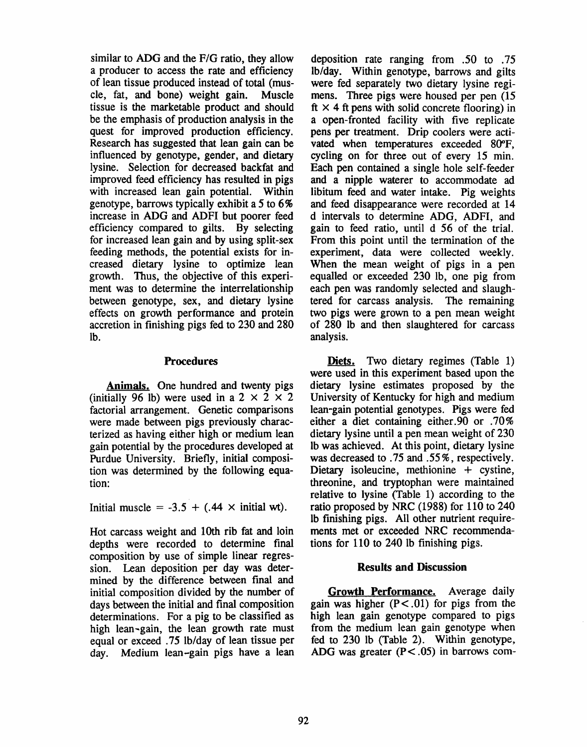similar to ADG and the F/G ratio, they allow a producer to access the rate and efficiency of lean tissue produced instead of total (muscle, fat, and bone) weight gain. Muscle tissue is the marketable product and should be the emphasis of production analysis in the quest for improved production efficiency. Research has suggested that lean gain can be influenced by genotype, gender, and dietary lysine. Selection for decreased backfat and improved feed efficiency has resulted in pigs with increased lean gain potential. Within genotype, barrows typically exhibit a 5 to 6% increase in ADG and ADFI but poorer feed efficiency compared to gilts. By selecting for increased lean gain and by using split-sex feeding methods, the potential exists for increased dietary lysine to optimize lean growth. Thus, the objective of this experiment was to determine the interrelationship between genotype, sex, and dietary lysine effects on growth performance and protein accretion in finishing pigs fed to 230 and 280 lb.

## Procedures

**Animals.** One hundred and twenty pigs (initially 96 lb) were used in a $2 \times 2 \times 2$ factorial arrangement. Genetic comparisons were made between pigs previously characterized as having either high or medium lean gain potential by the procedures developed at Purdue University. Briefly, initial composition was determined by the following equation:

$$\text{Initial muscle} = -3.5 + (.44 \times \text{initial wt}).$$

Hot carcass weight and 10th rib fat and loin depths were recorded to determine final composition by use of simple linear regression. Lean deposition per day was determined by the difference between final and initial composition divided by the number of days between the initial and final composition determinations. For a pig to be classified as high lean-gain, the lean growth rate must equal or exceed .75 lb/day of lean tissue per day. Medium lean-gain pigs have a lean deposition rate ranging from .50 to .75 lb/day. Within genotype, barrows and gilts were fed separately two dietary lysine regimens. Three pigs were housed per pen (15 ft × 4 ft pens with solid concrete flooring) in a open-fronted facility with five replicate pens per treatment. Drip coolers were activated when temperatures exceeded 80°F, cycling on for three out of every 15 min. Each pen contained a single hole self-feeder and a nipple waterer to accommodate ad libitum feed and water intake. Pig weights and feed disappearance were recorded at 14 d intervals to determine ADG, ADFI, and gain to feed ratio, until d 56 of the trial. From this point until the termination of the experiment, data were collected weekly. When the mean weight of pigs in a pen equalled or exceeded 230 lb, one pig from each pen was randomly selected and slaughtered for carcass analysis. The remaining two pigs were grown to a pen mean weight of 280 lb and then slaughtered for carcass analysis.

**Diets.** Two dietary regimes (Table 1) were used in this experiment based upon the dietary lysine estimates proposed by the University of Kentucky for high and medium lean-gain potential genotypes. Pigs were fed either a diet containing either.90 or .70% dietary lysine until a pen mean weight of 230 lb was achieved. At this point, dietary lysine was decreased to .75 and .55%, respectively. Dietary isoleucine, methionine + cystine, threonine, and tryptophan were maintained relative to lysine (Table 1) according to the ratio proposed by NRC (1988) for 110 to 240 lb finishing pigs. All other nutrient requirements met or exceeded NRC recommendations for 110 to 240 lb finishing pigs.

## Results and Discussion

**Growth Performance.** Average daily gain was higher ($P<.01$) for pigs from the high lean gain genotype compared to pigs from the medium lean gain genotype when fed to 230 lb (Table 2). Within genotype, ADG was greater ($P<.05$) in barrows com-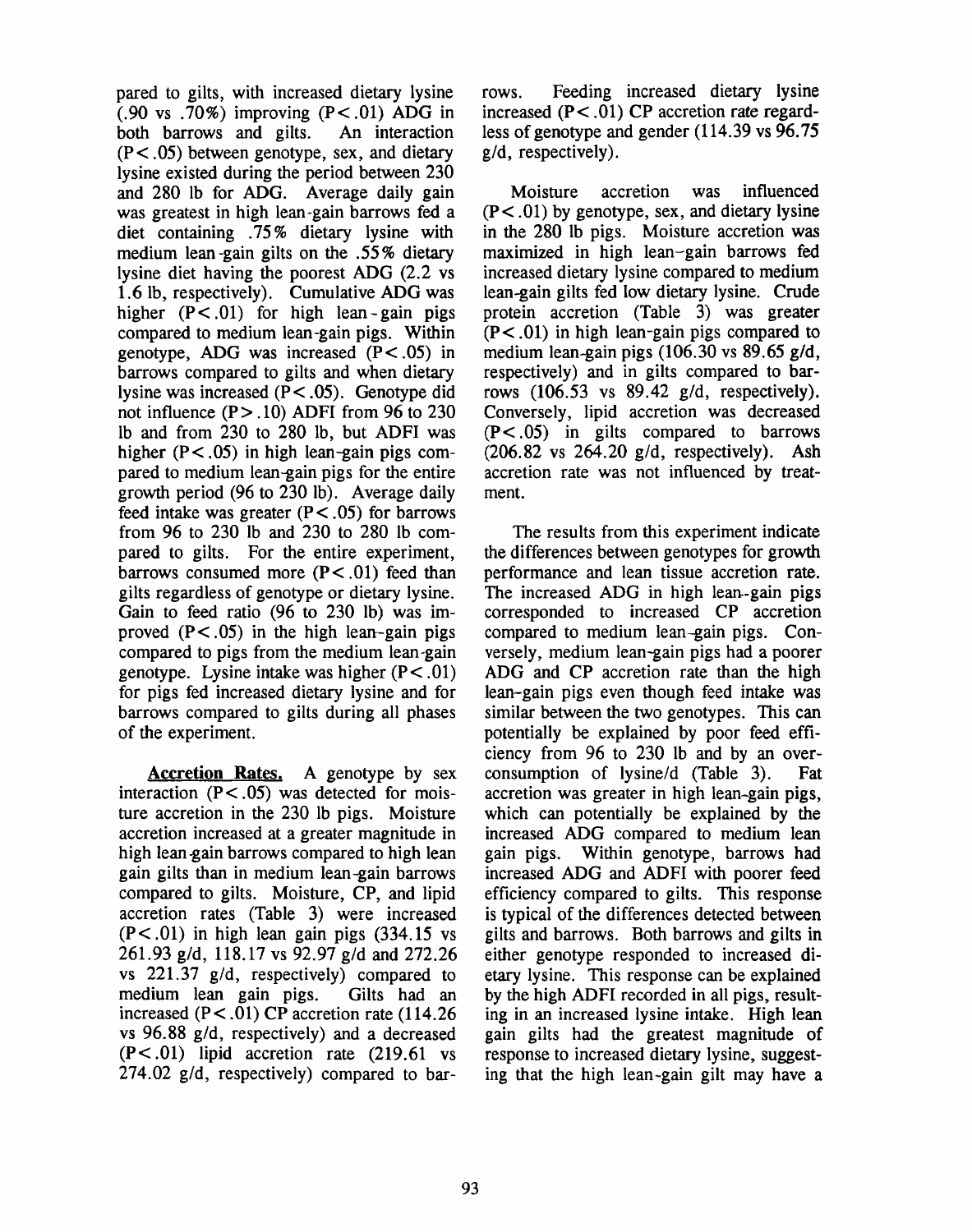pared to gilts, with increased dietary lysine (.90 vs .70%) improving ($P < .01$) ADG in both barrows and gilts. An interaction ($P < .05$) between genotype, sex, and dietary lysine existed during the period between 230 and 280 lb for ADG. Average daily gain was greatest in high lean-gain barrows fed a diet containing .75% dietary lysine with medium lean-gain gilts on the .55% dietary lysine diet having the poorest ADG (2.2 vs 1.6 lb, respectively). Cumulative ADG was higher ($P < .01$) for high lean-gain pigs compared to medium lean-gain pigs. Within genotype, ADG was increased ($P < .05$) in barrows compared to gilts and when dietary lysine was increased ($P < .05$). Genotype did not influence ($P > .10$) ADFI from 96 to 230 lb and from 230 to 280 lb, but ADFI was higher ($P < .05$) in high lean-gain pigs compared to medium lean-gain pigs for the entire growth period (96 to 230 lb). Average daily feed intake was greater ($P < .05$) for barrows from 96 to 230 lb and 230 to 280 lb compared to gilts. For the entire experiment, barrows consumed more ($P < .01$) feed than gilts regardless of genotype or dietary lysine. Gain to feed ratio (96 to 230 lb) was improved ($P < .05$) in the high lean-gain pigs compared to pigs from the medium lean-gain genotype. Lysine intake was higher ($P < .01$) for pigs fed increased dietary lysine and for barrows compared to gilts during all phases of the experiment.

**Accretion Rates.** A genotype by sex interaction ($P < .05$) was detected for moisture accretion in the 230 lb pigs. Moisture accretion increased at a greater magnitude in high lean-gain barrows compared to high lean gain gilts than in medium lean-gain barrows compared to gilts. Moisture, CP, and lipid accretion rates (Table 3) were increased ($P < .01$) in high lean gain pigs (334.15 vs 261.93 g/d, 118.17 vs 92.97 g/d and 272.26 vs 221.37 g/d, respectively) compared to medium lean gain pigs. Gilts had an increased ($P < .01$) CP accretion rate (114.26 vs 96.88 g/d, respectively) and a decreased ($P < .01$) lipid accretion rate (219.61 vs 274.02 g/d, respectively) compared to barrows. Feeding increased dietary lysine increased ($P < .01$) CP accretion rate regardless of genotype and gender (114.39 vs 96.75 g/d, respectively).

Moisture accretion was influenced ($P < .01$) by genotype, sex, and dietary lysine in the 280 lb pigs. Moisture accretion was maximized in high lean-gain barrows fed increased dietary lysine compared to medium lean-gain gilts fed low dietary lysine. Crude protein accretion (Table 3) was greater ($P < .01$) in high lean-gain pigs compared to medium lean-gain pigs (106.30 vs 89.65 g/d, respectively) and in gilts compared to barrows (106.53 vs 89.42 g/d, respectively). Conversely, lipid accretion was decreased ($P < .05$) in gilts compared to barrows (206.82 vs 264.20 g/d, respectively). Ash accretion rate was not influenced by treatment.

The results from this experiment indicate the differences between genotypes for growth performance and lean tissue accretion rate. The increased ADG in high lean-gain pigs corresponded to increased CP accretion compared to medium lean-gain pigs. Conversely, medium lean-gain pigs had a poorer ADG and CP accretion rate than the high lean-gain pigs even though feed intake was similar between the two genotypes. This can potentially be explained by poor feed efficiency from 96 to 230 lb and by an overconsumption of lysine/d (Table 3). Fat accretion was greater in high lean-gain pigs, which can potentially be explained by the increased ADG compared to medium lean gain pigs. Within genotype, barrows had increased ADG and ADFI with poorer feed efficiency compared to gilts. This response is typical of the differences detected between gilts and barrows. Both barrows and gilts in either genotype responded to increased dietary lysine. This response can be explained by the high ADFI recorded in all pigs, resulting in an increased lysine intake. High lean gain gilts had the greatest magnitude of response to increased dietary lysine, suggesting that the high lean-gain gilt may have a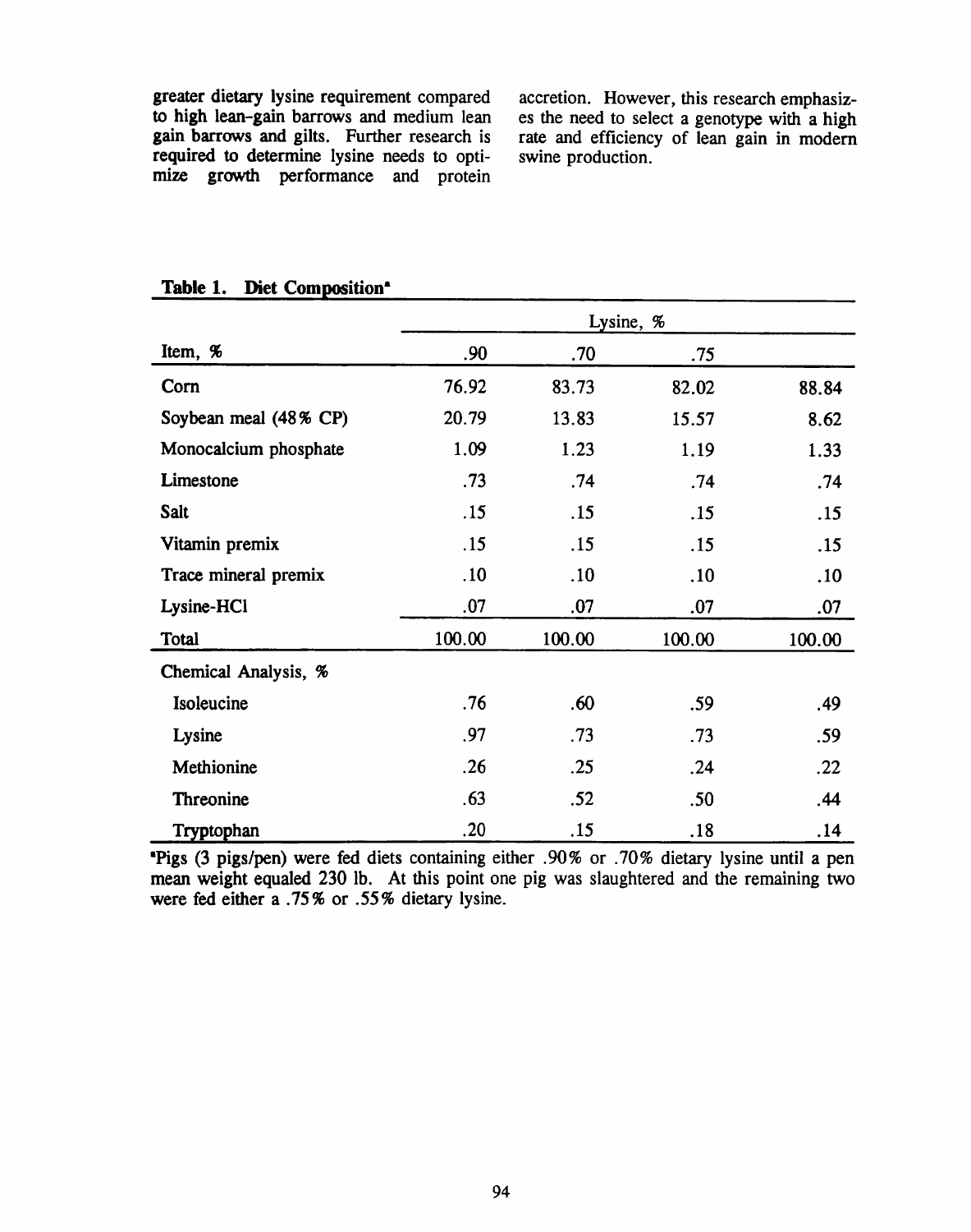greater dietary lysine requirement compared to high lean-gain barrows and medium lean gain barrows and gilts. Further research is required to determine lysine needs to optimize growth performance and protein accretion. However, this research emphasizes the need to select a genotype with a high rate and efficiency of lean gain in modern swine production.

**Table 1. Diet Composition[a]**

| | Lysine, % | | | |
|---|---|---|---|---|
| Item, % | .90 | .70 | .75 | |
| Corn | 76.92 | 83.73 | 82.02 | 88.84 |
| Soybean meal (48% CP) | 20.79 | 13.83 | 15.57 | 8.62 |
| Monocalcium phosphate | 1.09 | 1.23 | 1.19 | 1.33 |
| Limestone | .73 | .74 | .74 | .74 |
| Salt | .15 | .15 | .15 | .15 |
| Vitamin premix | .15 | .15 | .15 | .15 |
| Trace mineral premix | .10 | .10 | .10 | .10 |
| Lysine-HCl | .07 | .07 | .07 | .07 |
| Total | 100.00 | 100.00 | 100.00 | 100.00 |
| Chemical Analysis, % | | | | |
| Isoleucine | .76 | .60 | .59 | .49 |
| Lysine | .97 | .73 | .73 | .59 |
| Methionine | .26 | .25 | .24 | .22 |
| Threonine | .63 | .52 | .50 | .44 |
| Tryptophan | .20 | .15 | .18 | .14 |

[a]Pigs (3 pigs/pen) were fed diets containing either .90% or .70% dietary lysine until a pen mean weight equaled 230 lb. At this point one pig was slaughtered and the remaining two were fed either a .75% or .55% dietary lysine.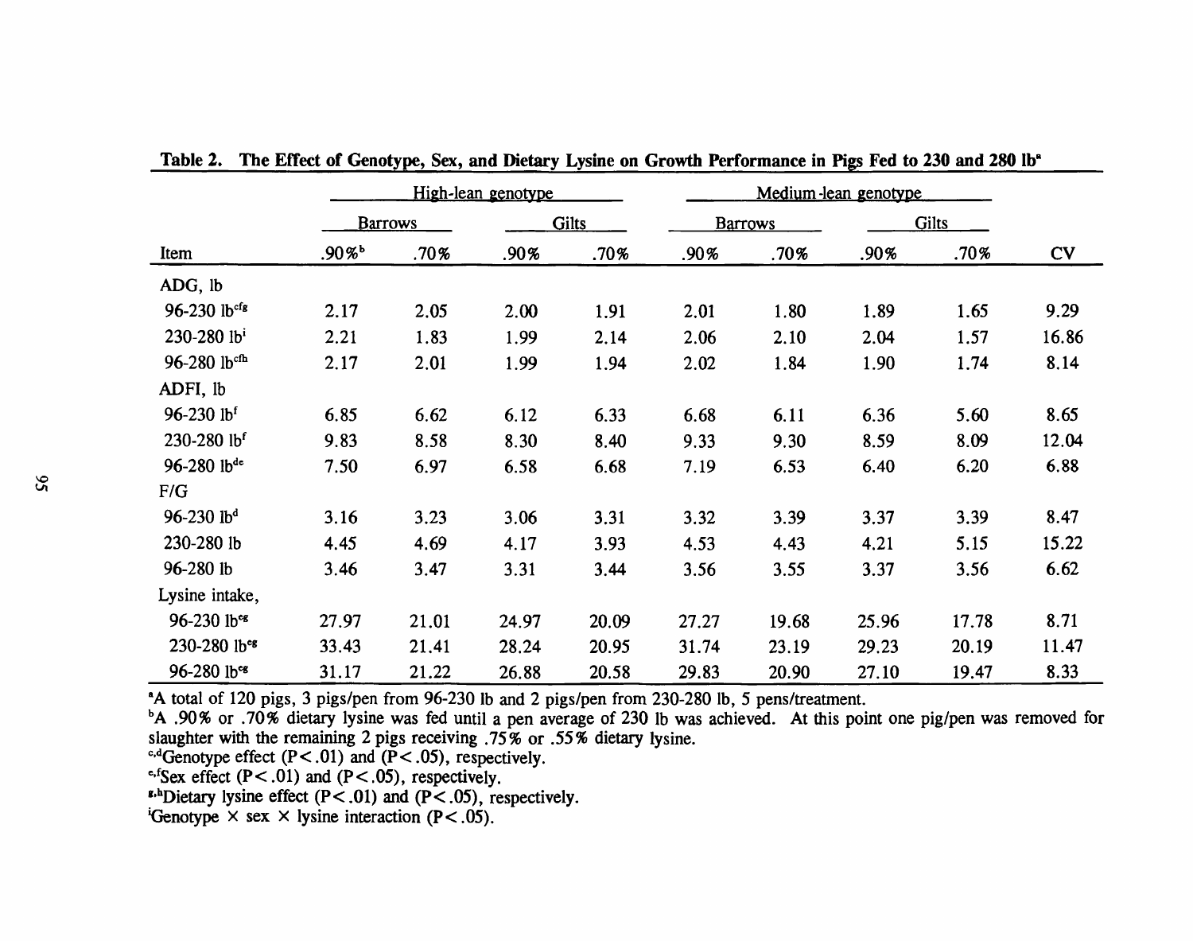**Table 2. The Effect of Genotype, Sex, and Dietary Lysine on Growth Performance in Pigs Fed to 230 and 280 lb[a]**

| | High-lean genotype | | | | Medium-lean genotype | | | | |
|---|---|---|---|---|---|---|---|---|---|
| | Barrows | | Gilts | | Barrows | | Gilts | | |
| Item | .90%[b] | .70% | .90% | .70% | .90% | .70% | .90% | .70% | CV |
| ADG, lb | | | | | | | | | |
| 96-230 lb[cfg] | 2.17 | 2.05 | 2.00 | 1.91 | 2.01 | 1.80 | 1.89 | 1.65 | 9.29 |
| 230-280 lb[i] | 2.21 | 1.83 | 1.99 | 2.14 | 2.06 | 2.10 | 2.04 | 1.57 | 16.86 |
| 96-280 lb[cfh] | 2.17 | 2.01 | 1.99 | 1.94 | 2.02 | 1.84 | 1.90 | 1.74 | 8.14 |
| ADFI, lb | | | | | | | | | |
| 96-230 lb[f] | 6.85 | 6.62 | 6.12 | 6.33 | 6.68 | 6.11 | 6.36 | 5.60 | 8.65 |
| 230-280 lb[f] | 9.83 | 8.58 | 8.30 | 8.40 | 9.33 | 9.30 | 8.59 | 8.09 | 12.04 |
| 96-280 lb[de] | 7.50 | 6.97 | 6.58 | 6.68 | 7.19 | 6.53 | 6.40 | 6.20 | 6.88 |
| F/G | | | | | | | | | |
| 96-230 lb[d] | 3.16 | 3.23 | 3.06 | 3.31 | 3.32 | 3.39 | 3.37 | 3.39 | 8.47 |
| 230-280 lb | 4.45 | 4.69 | 4.17 | 3.93 | 4.53 | 4.43 | 4.21 | 5.15 | 15.22 |
| 96-280 lb | 3.46 | 3.47 | 3.31 | 3.44 | 3.56 | 3.55 | 3.37 | 3.56 | 6.62 |
| Lysine intake, | | | | | | | | | |
| 96-230 lb[eg] | 27.97 | 21.01 | 24.97 | 20.09 | 27.27 | 19.68 | 25.96 | 17.78 | 8.71 |
| 230-280 lb[eg] | 33.43 | 21.41 | 28.24 | 20.95 | 31.74 | 23.19 | 29.23 | 20.19 | 11.47 |
| 96-280 lb[eg] | 31.17 | 21.22 | 26.88 | 20.58 | 29.83 | 20.90 | 27.10 | 19.47 | 8.33 |

[a]A total of 120 pigs, 3 pigs/pen from 96-230 lb and 2 pigs/pen from 230-280 lb, 5 pens/treatment.

[b]A .90% or .70% dietary lysine was fed until a pen average of 230 lb was achieved. At this point one pig/pen was removed for slaughter with the remaining 2 pigs receiving .75% or .55% dietary lysine.

[c,d]Genotype effect ($P<.01$) and ($P<.05$), respectively.

[e,f]Sex effect ($P<.01$) and ($P<.05$), respectively.

[g,h]Dietary lysine effect ($P<.01$) and ($P<.05$), respectively.

[i]Genotype × sex × lysine interaction ($P<.05$).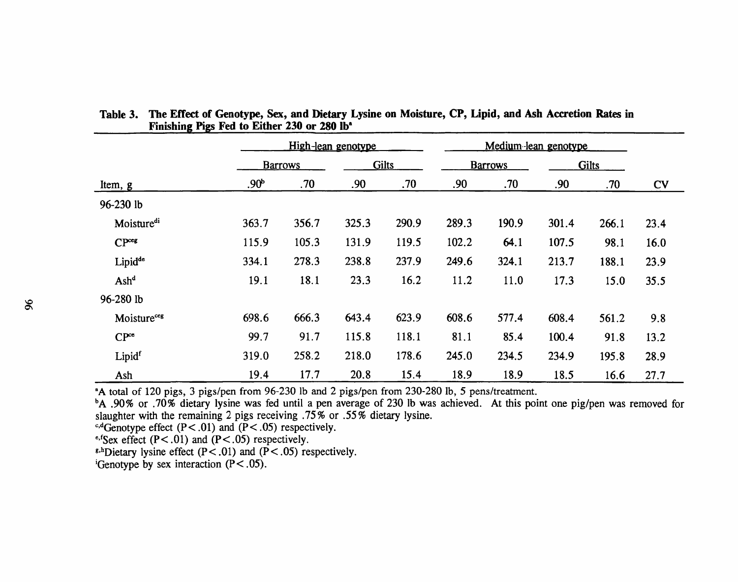**Table 3. The Effect of Genotype, Sex, and Dietary Lysine on Moisture, CP, Lipid, and Ash Accretion Rates in Finishing Pigs Fed to Either 230 or 280 lb[a]**

| | High-lean genotype | | | | Medium-lean genotype | | | | |
|---|---|---|---|---|---|---|---|---|---|
| | Barrows | | Gilts | | Barrows | | Gilts | | |
| Item, g | .90[b] | .70 | .90 | .70 | .90 | .70 | .90 | .70 | CV |
| 96-230 lb | | | | | | | | | |
| Moisture[di] | 363.7 | 356.7 | 325.3 | 290.9 | 289.3 | 190.9 | 301.4 | 266.1 | 23.4 |
| CP[ceg] | 115.9 | 105.3 | 131.9 | 119.5 | 102.2 | 64.1 | 107.5 | 98.1 | 16.0 |
| Lipid[de] | 334.1 | 278.3 | 238.8 | 237.9 | 249.6 | 324.1 | 213.7 | 188.1 | 23.9 |
| Ash[d] | 19.1 | 18.1 | 23.3 | 16.2 | 11.2 | 11.0 | 17.3 | 15.0 | 35.5 |
| 96-280 lb | | | | | | | | | |
| Moisture[ceg] | 698.6 | 666.3 | 643.4 | 623.9 | 608.6 | 577.4 | 608.4 | 561.2 | 9.8 |
| CP[ce] | 99.7 | 91.7 | 115.8 | 118.1 | 81.1 | 85.4 | 100.4 | 91.8 | 13.2 |
| Lipid[f] | 319.0 | 258.2 | 218.0 | 178.6 | 245.0 | 234.5 | 234.9 | 195.8 | 28.9 |
| Ash | 19.4 | 17.7 | 20.8 | 15.4 | 18.9 | 18.9 | 18.5 | 16.6 | 27.7 |

[a]A total of 120 pigs, 3 pigs/pen from 96-230 lb and 2 pigs/pen from 230-280 lb, 5 pens/treatment.
[b]A .90% or .70% dietary lysine was fed until a pen average of 230 lb was achieved. At this point one pig/pen was removed for slaughter with the remaining 2 pigs receiving .75% or .55% dietary lysine.
[c,d]Genotype effect ($P < .01$) and ($P < .05$) respectively.
[e,f]Sex effect ($P < .01$) and ($P < .05$) respectively.
[g,h]Dietary lysine effect ($P < .01$) and ($P < .05$) respectively.
[i]Genotype by sex interaction ($P < .05$).